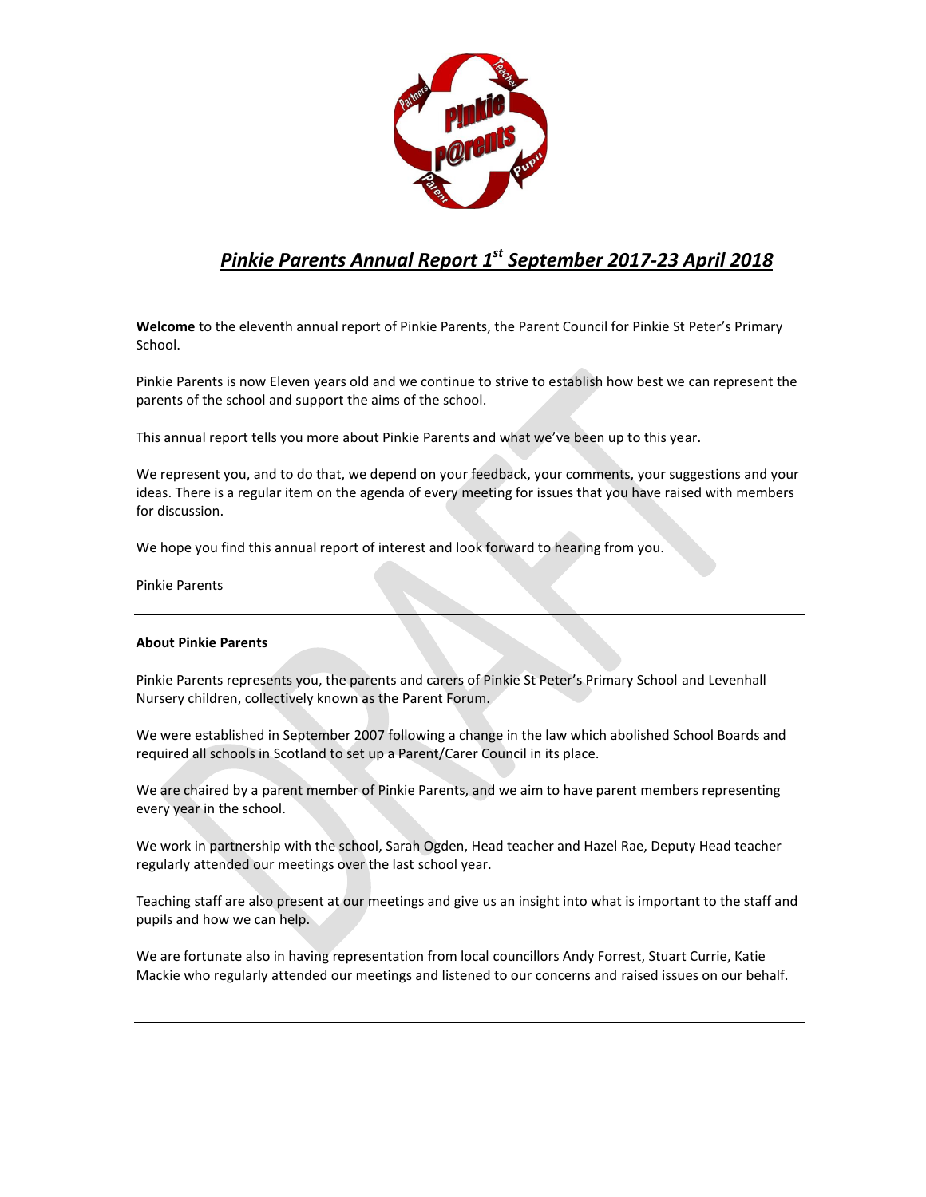# *Pinkie Parents Annual Report 1st September 2017-23 April 2018*

**Welcome** to the eleventh annual report of Pinkie Parents, the Parent Council for Pinkie St Peter's Primary School.

Pinkie Parents is now Eleven years old and we continue to strive to establish how best we can represent the parents of the school and support the aims of the school.

This annual report tells you more about Pinkie Parents and what we've been up to this year.

We represent you, and to do that, we depend on your feedback, your comments, your suggestions and your ideas. There is a regular item on the agenda of every meeting for issues that you have raised with members for discussion.

We hope you find this annual report of interest and look forward to hearing from you.

Pinkie Parents

---

**About Pinkie Parents**

Pinkie Parents represents you, the parents and carers of Pinkie St Peter's Primary School and Levenhall Nursery children, collectively known as the Parent Forum.

We were established in September 2007 following a change in the law which abolished School Boards and required all schools in Scotland to set up a Parent/Carer Council in its place.

We are chaired by a parent member of Pinkie Parents, and we aim to have parent members representing every year in the school.

We work in partnership with the school, Sarah Ogden, Head teacher and Hazel Rae, Deputy Head teacher regularly attended our meetings over the last school year.

Teaching staff are also present at our meetings and give us an insight into what is important to the staff and pupils and how we can help.

We are fortunate also in having representation from local councillors Andy Forrest, Stuart Currie, Katie Mackie who regularly attended our meetings and listened to our concerns and raised issues on our behalf.

---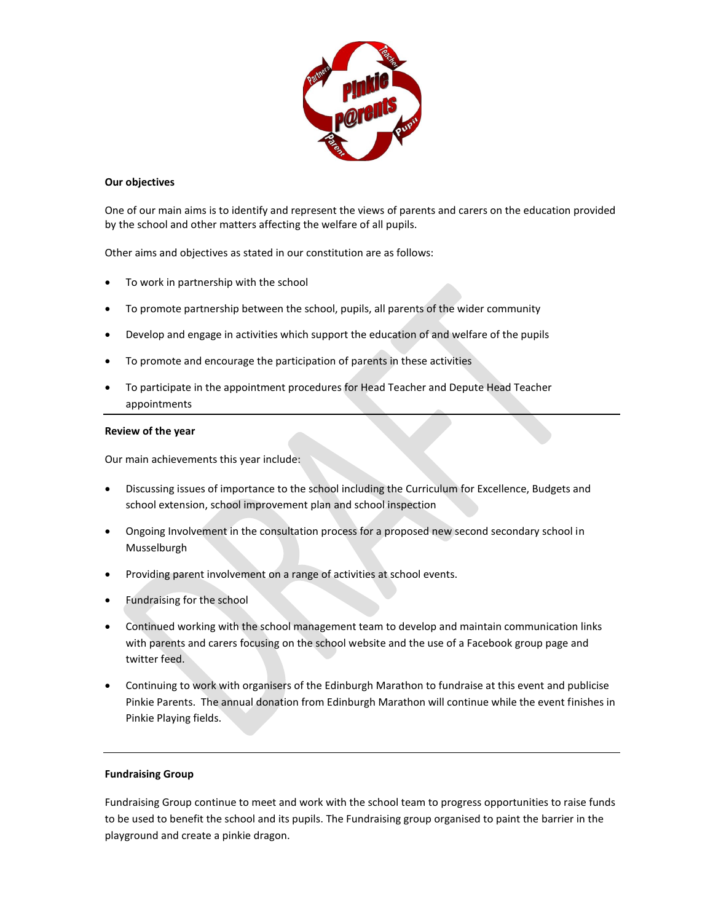**Our objectives**

One of our main aims is to identify and represent the views of parents and carers on the education provided by the school and other matters affecting the welfare of all pupils.

Other aims and objectives as stated in our constitution are as follows:

- To work in partnership with the school
- To promote partnership between the school, pupils, all parents of the wider community
- Develop and engage in activities which support the education of and welfare of the pupils
- To promote and encourage the participation of parents in these activities
- To participate in the appointment procedures for Head Teacher and Depute Head Teacher appointments

---

**Review of the year**

Our main achievements this year include:

- Discussing issues of importance to the school including the Curriculum for Excellence, Budgets and school extension, school improvement plan and school inspection
- Ongoing Involvement in the consultation process for a proposed new second secondary school in Musselburgh
- Providing parent involvement on a range of activities at school events.
- Fundraising for the school
- Continued working with the school management team to develop and maintain communication links with parents and carers focusing on the school website and the use of a Facebook group page and twitter feed.
- Continuing to work with organisers of the Edinburgh Marathon to fundraise at this event and publicise Pinkie Parents. The annual donation from Edinburgh Marathon will continue while the event finishes in Pinkie Playing fields.

---

**Fundraising Group**

Fundraising Group continue to meet and work with the school team to progress opportunities to raise funds to be used to benefit the school and its pupils. The Fundraising group organised to paint the barrier in the playground and create a pinkie dragon.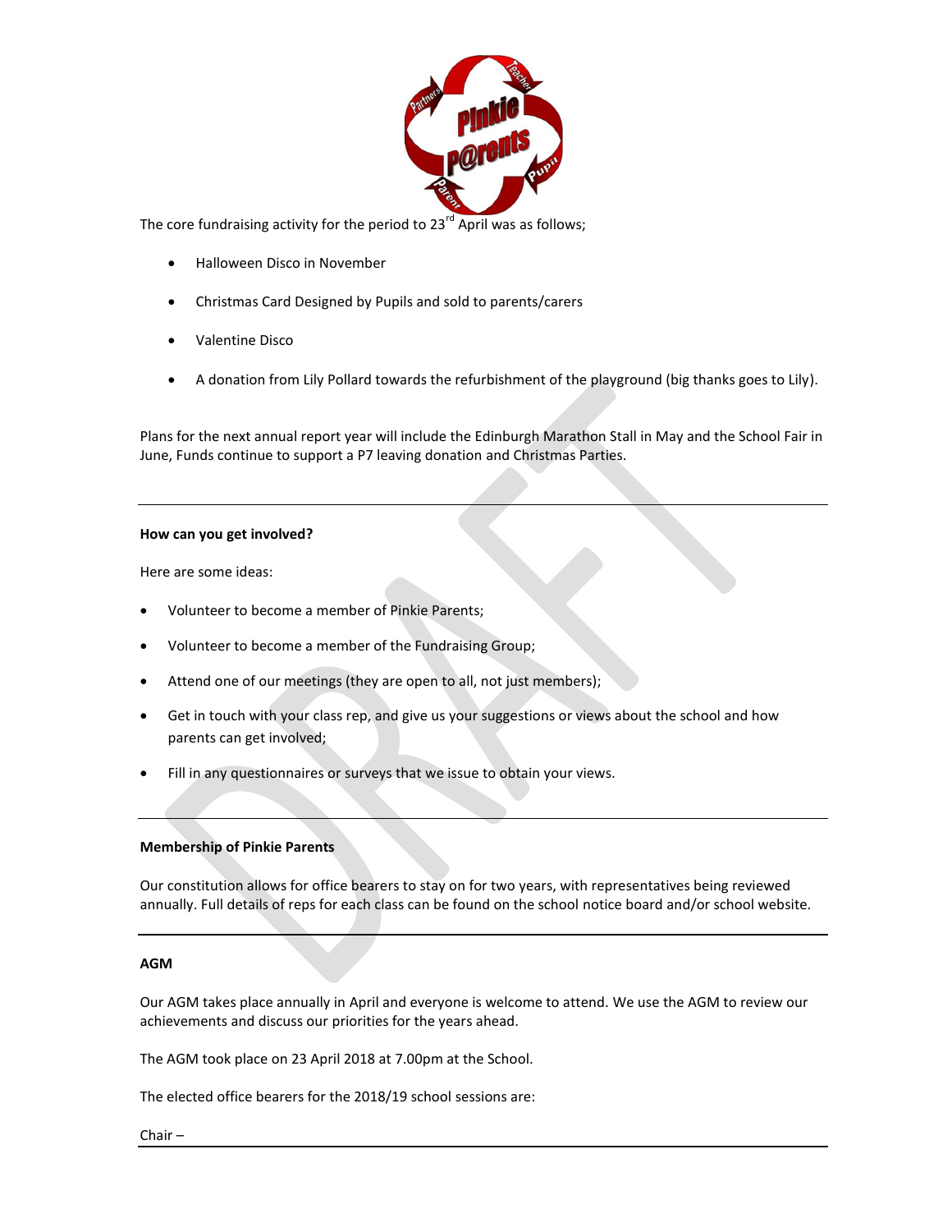The core fundraising activity for the period to 23rd April was as follows;

- Halloween Disco in November
- Christmas Card Designed by Pupils and sold to parents/carers
- Valentine Disco
- A donation from Lily Pollard towards the refurbishment of the playground (big thanks goes to Lily).

Plans for the next annual report year will include the Edinburgh Marathon Stall in May and the School Fair in June, Funds continue to support a P7 leaving donation and Christmas Parties.

---

**How can you get involved?**

Here are some ideas:

- Volunteer to become a member of Pinkie Parents;
- Volunteer to become a member of the Fundraising Group;
- Attend one of our meetings (they are open to all, not just members);
- Get in touch with your class rep, and give us your suggestions or views about the school and how parents can get involved;
- Fill in any questionnaires or surveys that we issue to obtain your views.

---

**Membership of Pinkie Parents**

Our constitution allows for office bearers to stay on for two years, with representatives being reviewed annually. Full details of reps for each class can be found on the school notice board and/or school website.

---

**AGM**

Our AGM takes place annually in April and everyone is welcome to attend. We use the AGM to review our achievements and discuss our priorities for the years ahead.

The AGM took place on 23 April 2018 at 7.00pm at the School.

The elected office bearers for the 2018/19 school sessions are:

Chair –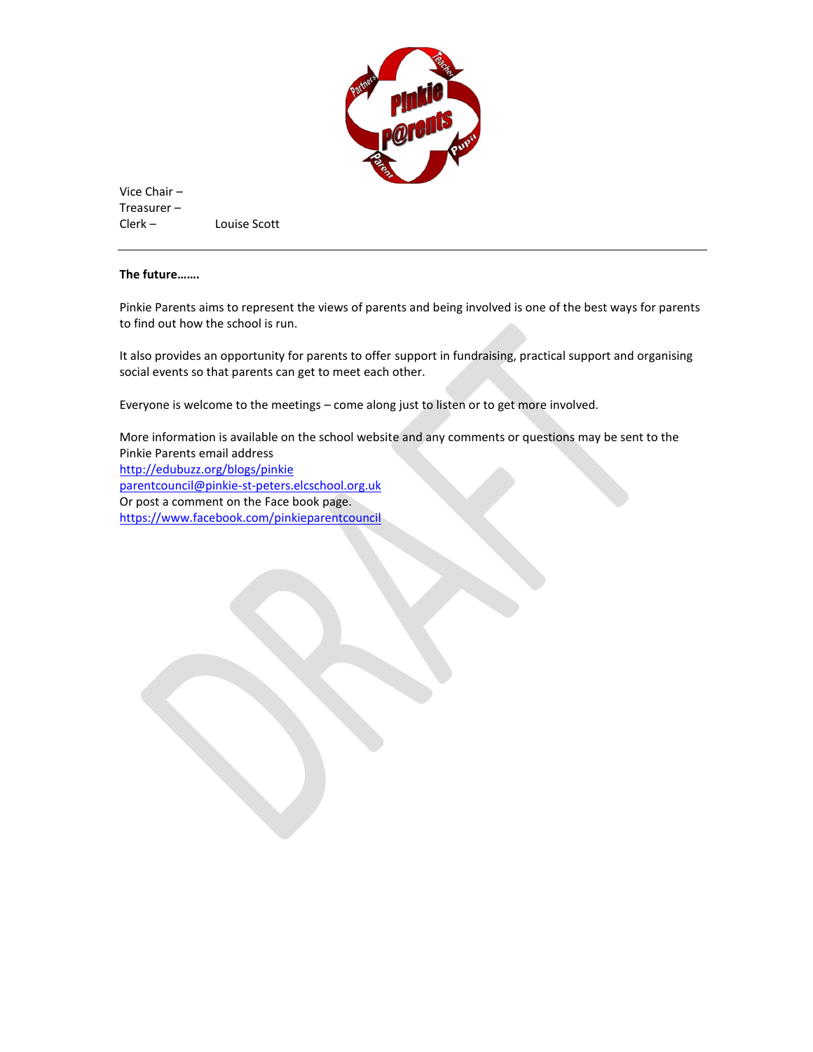Vice Chair –
Treasurer –
Clerk – Louise Scott

---

**The future…….**

Pinkie Parents aims to represent the views of parents and being involved is one of the best ways for parents to find out how the school is run.

It also provides an opportunity for parents to offer support in fundraising, practical support and organising social events so that parents can get to meet each other.

Everyone is welcome to the meetings – come along just to listen or to get more involved.

More information is available on the school website and any comments or questions may be sent to the Pinkie Parents email address
http://edubuzz.org/blogs/pinkie
parentcouncil@pinkie-st-peters.elcschool.org.uk
Or post a comment on the Face book page.
https://www.facebook.com/pinkieparentcouncil